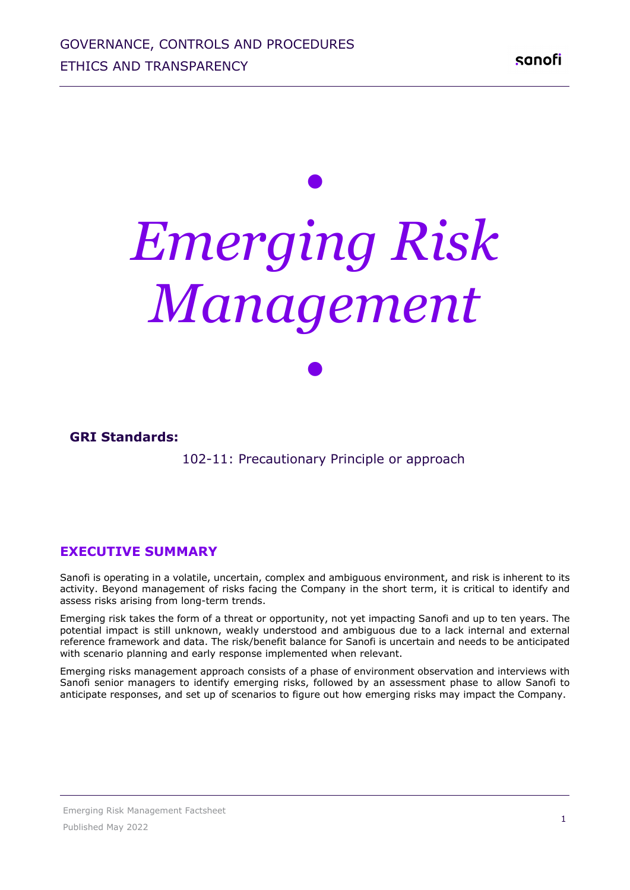# Emerging Risk Management

**GRI Standards:**

102-11: Precautionary Principle or approach

## EXECUTIVE SUMMARY

Sanofi is operating in a volatile, uncertain, complex and ambiguous environment, and risk is inherent to its activity. Beyond management of risks facing the Company in the short term, it is critical to identify and assess risks arising from long-term trends.

Emerging risk takes the form of a threat or opportunity, not yet impacting Sanofi and up to ten years. The potential impact is still unknown, weakly understood and ambiguous due to a lack internal and external reference framework and data. The risk/benefit balance for Sanofi is uncertain and needs to be anticipated with scenario planning and early response implemented when relevant.

Emerging risks management approach consists of a phase of environment observation and interviews with Sanofi senior managers to identify emerging risks, followed by an assessment phase to allow Sanofi to anticipate responses, and set up of scenarios to figure out how emerging risks may impact the Company.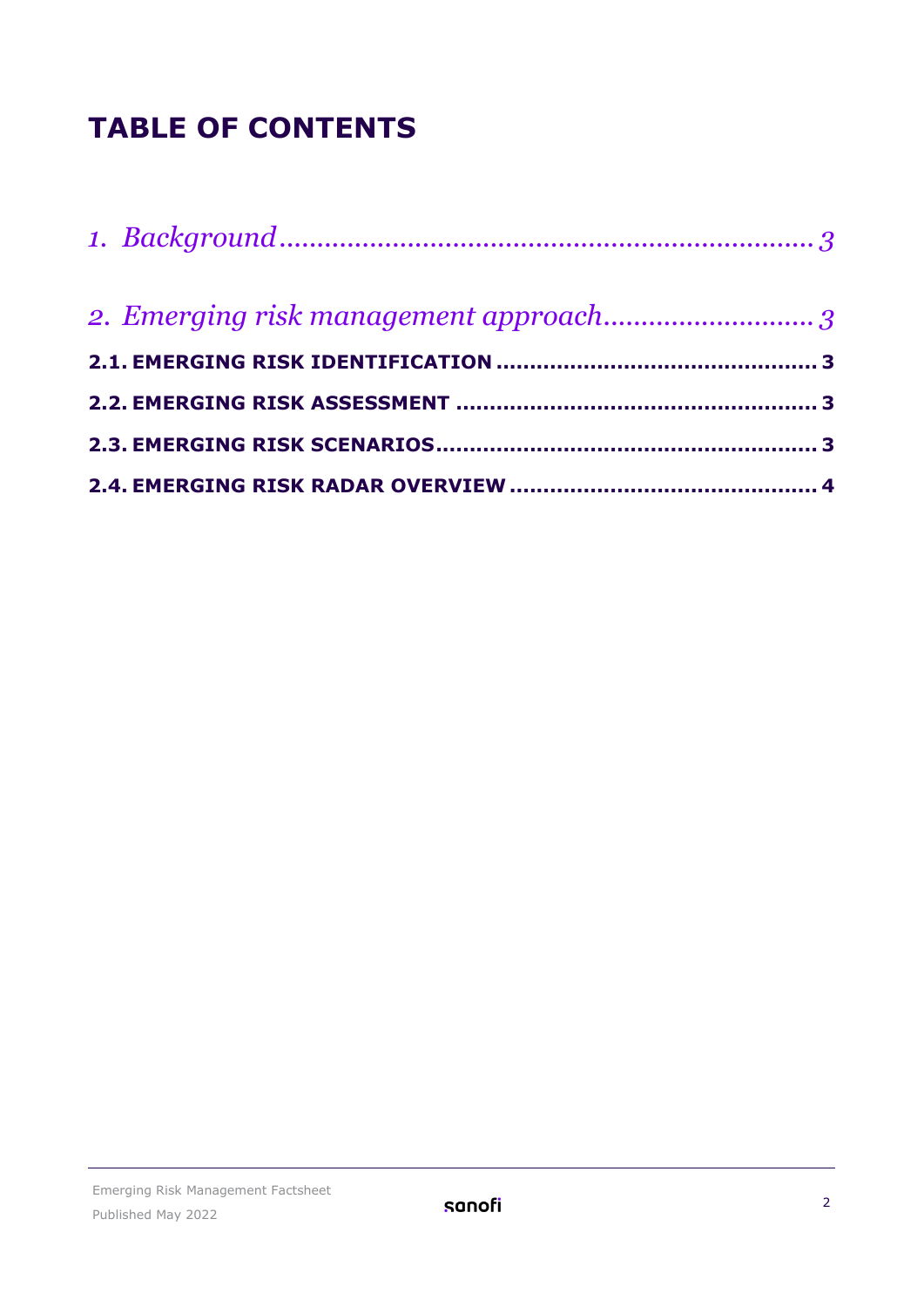# TABLE OF CONTENTS

*1. Background* ........................................................................ *3*

*2. Emerging risk management approach* ........................... *3*

**2.1. EMERGING RISK IDENTIFICATION** ............................................... **3**

**2.2. EMERGING RISK ASSESSMENT** ..................................................... **3**

**2.3. EMERGING RISK SCENARIOS** ........................................................ **3**

**2.4. EMERGING RISK RADAR OVERVIEW** ............................................. **4**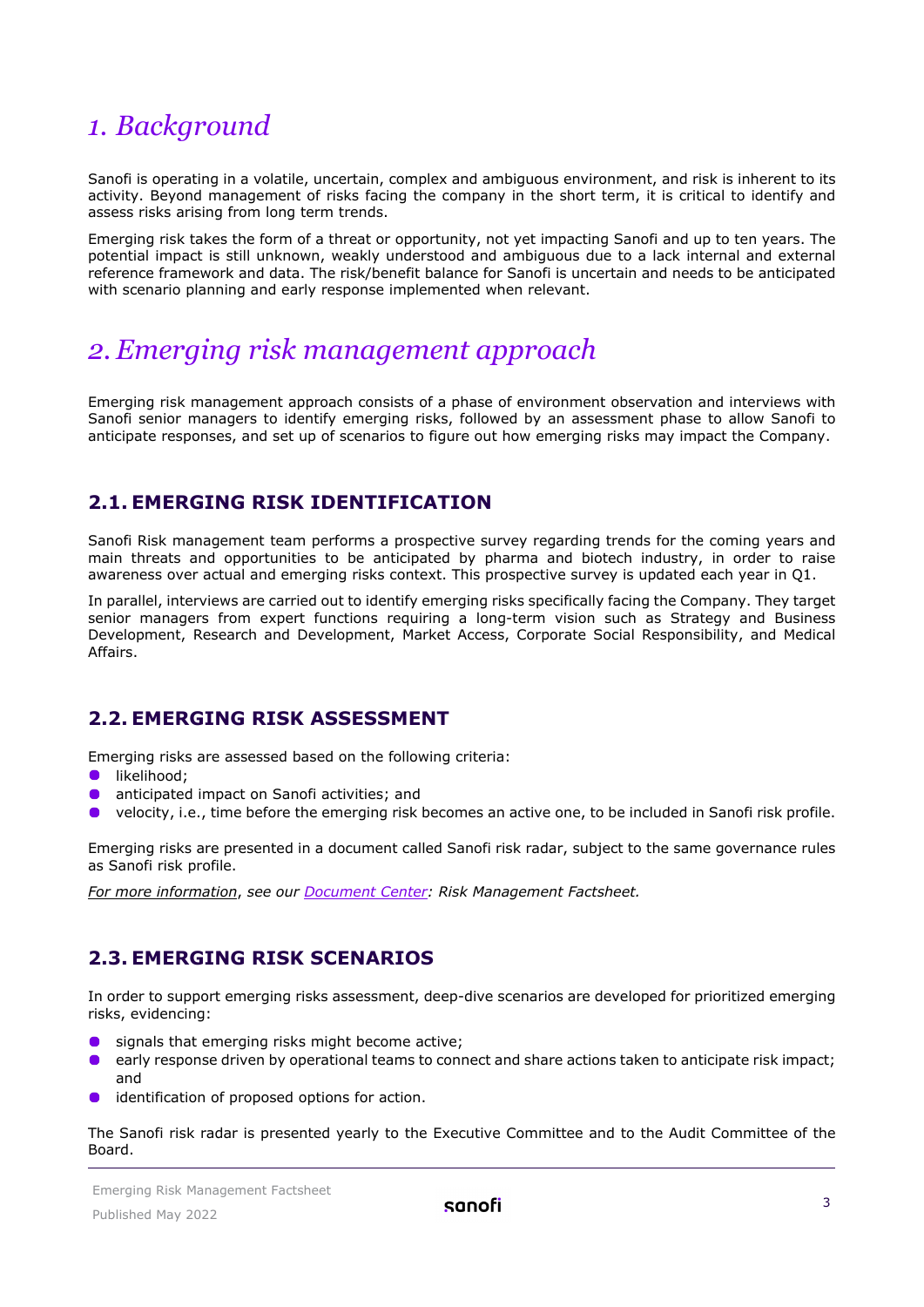# 1. Background

Sanofi is operating in a volatile, uncertain, complex and ambiguous environment, and risk is inherent to its activity. Beyond management of risks facing the company in the short term, it is critical to identify and assess risks arising from long term trends.

Emerging risk takes the form of a threat or opportunity, not yet impacting Sanofi and up to ten years. The potential impact is still unknown, weakly understood and ambiguous due to a lack internal and external reference framework and data. The risk/benefit balance for Sanofi is uncertain and needs to be anticipated with scenario planning and early response implemented when relevant.

# 2. Emerging risk management approach

Emerging risk management approach consists of a phase of environment observation and interviews with Sanofi senior managers to identify emerging risks, followed by an assessment phase to allow Sanofi to anticipate responses, and set up of scenarios to figure out how emerging risks may impact the Company.

## 2.1. EMERGING RISK IDENTIFICATION

Sanofi Risk management team performs a prospective survey regarding trends for the coming years and main threats and opportunities to be anticipated by pharma and biotech industry, in order to raise awareness over actual and emerging risks context. This prospective survey is updated each year in Q1.

In parallel, interviews are carried out to identify emerging risks specifically facing the Company. They target senior managers from expert functions requiring a long-term vision such as Strategy and Business Development, Research and Development, Market Access, Corporate Social Responsibility, and Medical Affairs.

## 2.2. EMERGING RISK ASSESSMENT

Emerging risks are assessed based on the following criteria:

- likelihood;
- anticipated impact on Sanofi activities; and
- velocity, i.e., time before the emerging risk becomes an active one, to be included in Sanofi risk profile.

Emerging risks are presented in a document called Sanofi risk radar, subject to the same governance rules as Sanofi risk profile.

*For more information, see our Document Center: Risk Management Factsheet.*

## 2.3. EMERGING RISK SCENARIOS

In order to support emerging risks assessment, deep-dive scenarios are developed for prioritized emerging risks, evidencing:

- signals that emerging risks might become active;
- early response driven by operational teams to connect and share actions taken to anticipate risk impact; and
- identification of proposed options for action.

The Sanofi risk radar is presented yearly to the Executive Committee and to the Audit Committee of the Board.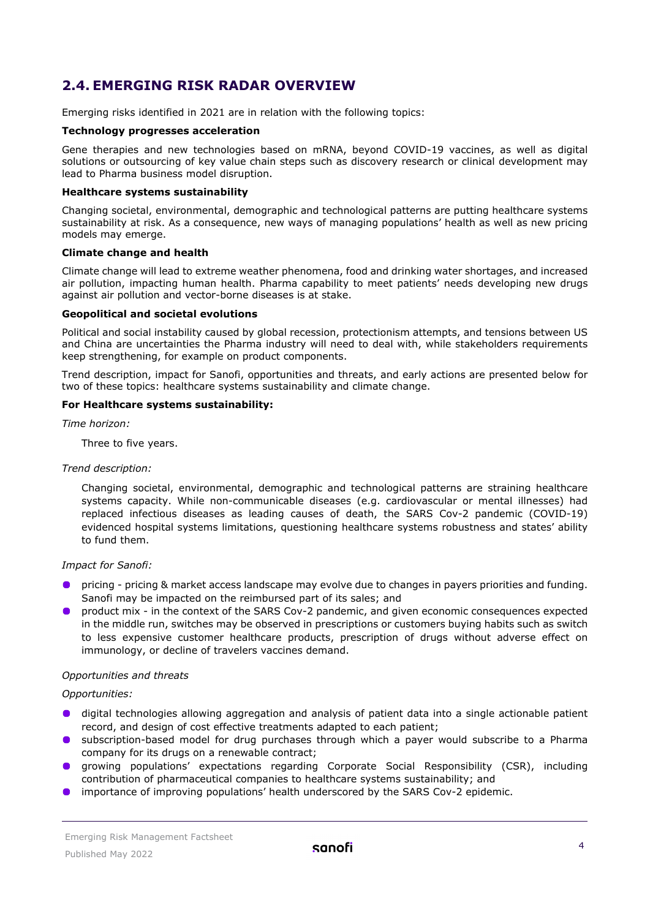## 2.4. EMERGING RISK RADAR OVERVIEW

Emerging risks identified in 2021 are in relation with the following topics:

**Technology progresses acceleration**

Gene therapies and new technologies based on mRNA, beyond COVID-19 vaccines, as well as digital solutions or outsourcing of key value chain steps such as discovery research or clinical development may lead to Pharma business model disruption.

**Healthcare systems sustainability**

Changing societal, environmental, demographic and technological patterns are putting healthcare systems sustainability at risk. As a consequence, new ways of managing populations' health as well as new pricing models may emerge.

**Climate change and health**

Climate change will lead to extreme weather phenomena, food and drinking water shortages, and increased air pollution, impacting human health. Pharma capability to meet patients' needs developing new drugs against air pollution and vector-borne diseases is at stake.

**Geopolitical and societal evolutions**

Political and social instability caused by global recession, protectionism attempts, and tensions between US and China are uncertainties the Pharma industry will need to deal with, while stakeholders requirements keep strengthening, for example on product components.

Trend description, impact for Sanofi, opportunities and threats, and early actions are presented below for two of these topics: healthcare systems sustainability and climate change.

**For Healthcare systems sustainability:**

*Time horizon:*

Three to five years.

*Trend description:*

Changing societal, environmental, demographic and technological patterns are straining healthcare systems capacity. While non-communicable diseases (e.g. cardiovascular or mental illnesses) had replaced infectious diseases as leading causes of death, the SARS Cov-2 pandemic (COVID-19) evidenced hospital systems limitations, questioning healthcare systems robustness and states' ability to fund them.

*Impact for Sanofi:*

- pricing - pricing & market access landscape may evolve due to changes in payers priorities and funding. Sanofi may be impacted on the reimbursed part of its sales; and
- product mix - in the context of the SARS Cov-2 pandemic, and given economic consequences expected in the middle run, switches may be observed in prescriptions or customers buying habits such as switch to less expensive customer healthcare products, prescription of drugs without adverse effect on immunology, or decline of travelers vaccines demand.

*Opportunities and threats*

*Opportunities:*

- digital technologies allowing aggregation and analysis of patient data into a single actionable patient record, and design of cost effective treatments adapted to each patient;
- subscription-based model for drug purchases through which a payer would subscribe to a Pharma company for its drugs on a renewable contract;
- growing populations' expectations regarding Corporate Social Responsibility (CSR), including contribution of pharmaceutical companies to healthcare systems sustainability; and
- importance of improving populations' health underscored by the SARS Cov-2 epidemic.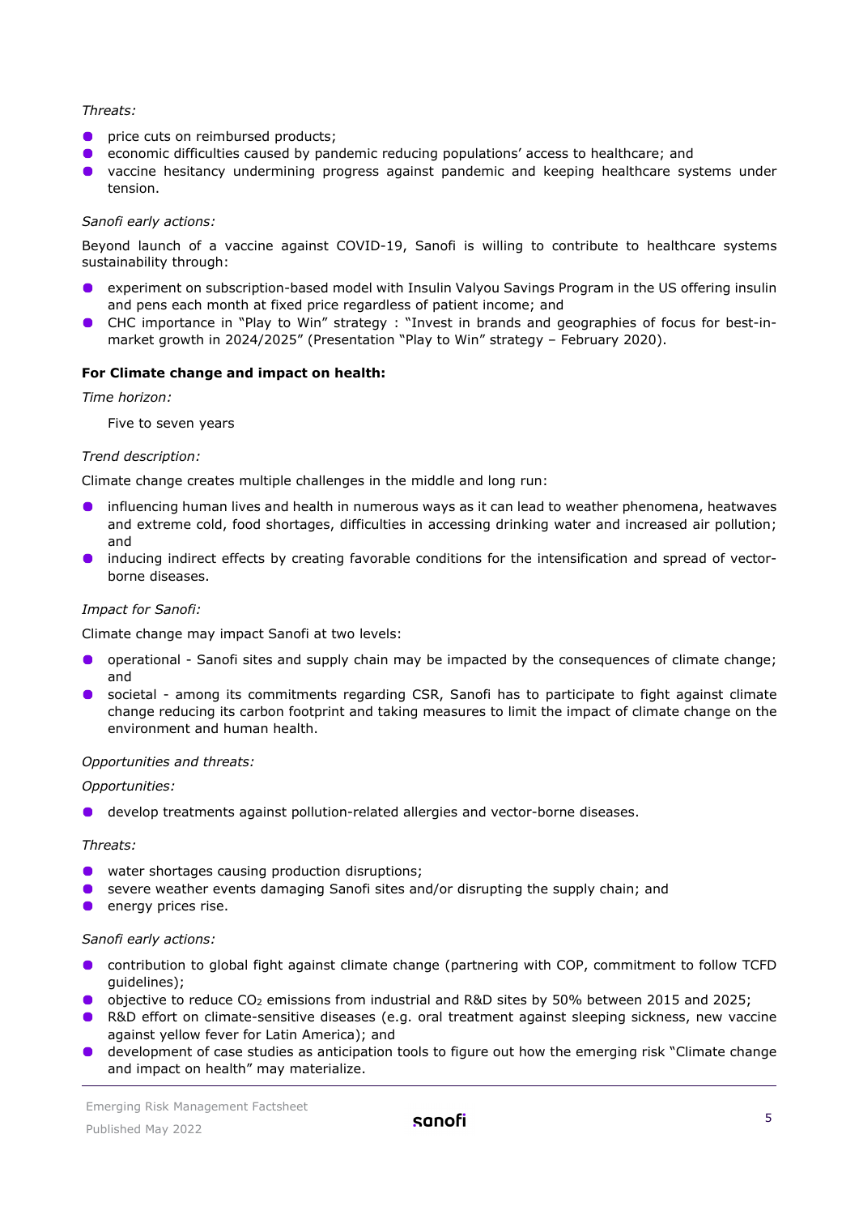*Threats:*

- price cuts on reimbursed products;
- economic difficulties caused by pandemic reducing populations' access to healthcare; and
- vaccine hesitancy undermining progress against pandemic and keeping healthcare systems under tension.

*Sanofi early actions:*

Beyond launch of a vaccine against COVID-19, Sanofi is willing to contribute to healthcare systems sustainability through:

- experiment on subscription-based model with Insulin Valyou Savings Program in the US offering insulin and pens each month at fixed price regardless of patient income; and
- CHC importance in "Play to Win" strategy : "Invest in brands and geographies of focus for best-in-market growth in 2024/2025" (Presentation "Play to Win" strategy – February 2020).

**For Climate change and impact on health:**

*Time horizon:*

Five to seven years

*Trend description:*

Climate change creates multiple challenges in the middle and long run:

- influencing human lives and health in numerous ways as it can lead to weather phenomena, heatwaves and extreme cold, food shortages, difficulties in accessing drinking water and increased air pollution; and
- inducing indirect effects by creating favorable conditions for the intensification and spread of vector-borne diseases.

*Impact for Sanofi:*

Climate change may impact Sanofi at two levels:

- operational - Sanofi sites and supply chain may be impacted by the consequences of climate change; and
- societal - among its commitments regarding CSR, Sanofi has to participate to fight against climate change reducing its carbon footprint and taking measures to limit the impact of climate change on the environment and human health.

*Opportunities and threats:*

*Opportunities:*

- develop treatments against pollution-related allergies and vector-borne diseases.

*Threats:*

- water shortages causing production disruptions;
- severe weather events damaging Sanofi sites and/or disrupting the supply chain; and
- energy prices rise.

*Sanofi early actions:*

- contribution to global fight against climate change (partnering with COP, commitment to follow TCFD guidelines);
- objective to reduce $CO_2$ emissions from industrial and R&D sites by 50% between 2015 and 2025;
- R&D effort on climate-sensitive diseases (e.g. oral treatment against sleeping sickness, new vaccine against yellow fever for Latin America); and
- development of case studies as anticipation tools to figure out how the emerging risk "Climate change and impact on health" may materialize.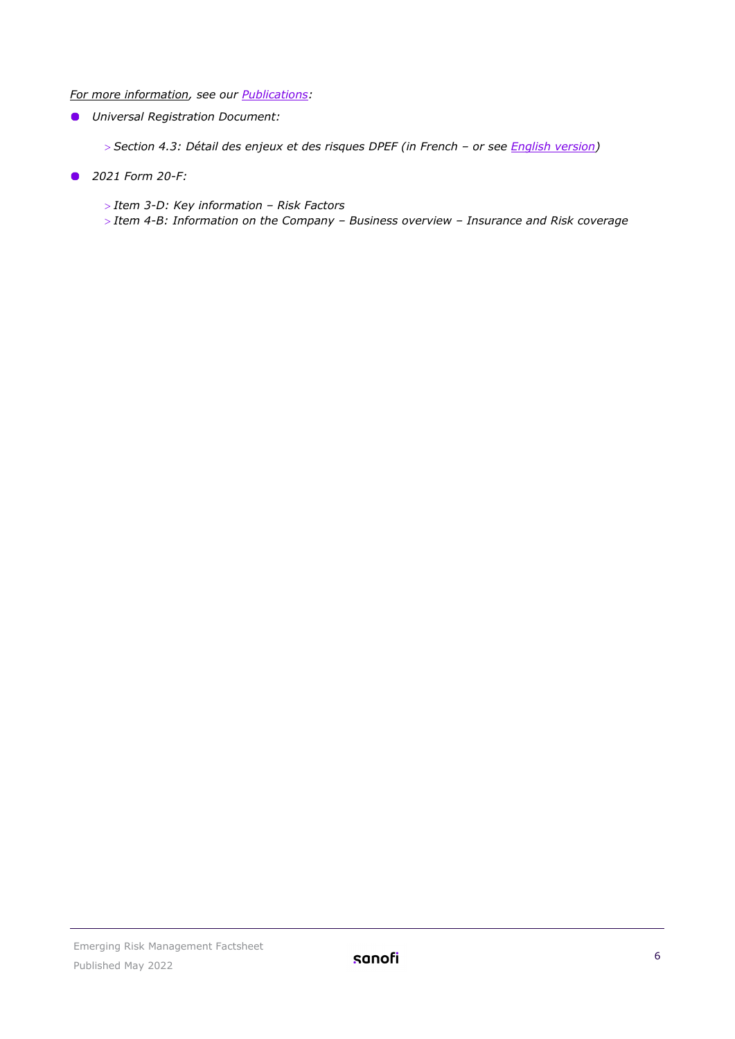*For more information, see our Publications:*

- *Universal Registration Document:*
  - *Section 4.3: Détail des enjeux et des risques DPEF (in French – or see English version)*
- *2021 Form 20-F:*
  - *Item 3-D: Key information – Risk Factors*
  - *Item 4-B: Information on the Company – Business overview – Insurance and Risk coverage*